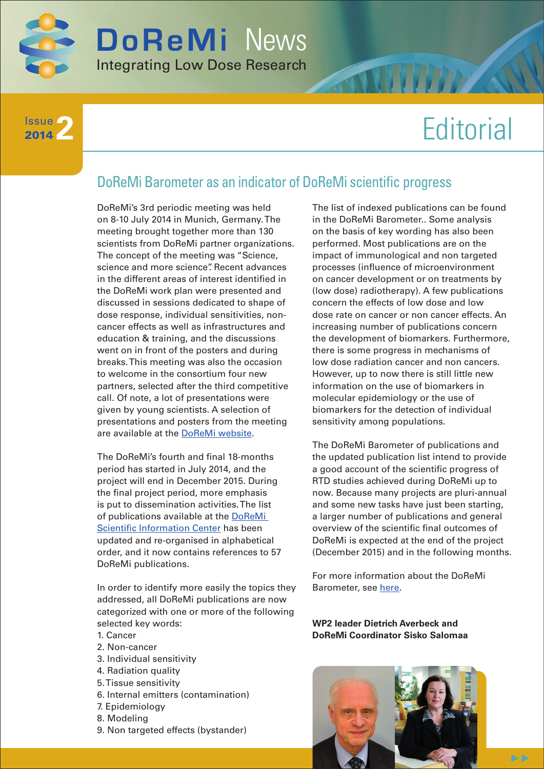# DoReMi News

Integrating Low Dose Research

Issue 2 2014

## Editorial

### DoReMi Barometer as an indicator of DoReMi scientific progress

DoReMi's 3rd periodic meeting was held on 8-10 July 2014 in Munich, Germany. The meeting brought together more than 130 scientists from DoReMi partner organizations. The concept of the meeting was "Science, science and more science". Recent advances in the different areas of interest identified in the DoReMi work plan were presented and discussed in sessions dedicated to shape of dose response, individual sensitivities, non-cancer effects as well as infrastructures and education & training, and the discussions went on in front of the posters and during breaks. This meeting was also the occasion to welcome in the consortium four new partners, selected after the third competitive call. Of note, a lot of presentations were given by young scientists. A selection of presentations and posters from the meeting are available at the DoReMi website.

The DoReMi's fourth and final 18-months period has started in July 2014, and the project will end in December 2015. During the final project period, more emphasis is put to dissemination activities. The list of publications available at the DoReMi Scientific Information Center has been updated and re-organised in alphabetical order, and it now contains references to 57 DoReMi publications.

In order to identify more easily the topics they addressed, all DoReMi publications are now categorized with one or more of the following selected key words:

1. Cancer
2. Non-cancer
3. Individual sensitivity
4. Radiation quality
5. Tissue sensitivity
6. Internal emitters (contamination)
7. Epidemiology
8. Modeling
9. Non targeted effects (bystander)

The list of indexed publications can be found in the DoReMi Barometer.. Some analysis on the basis of key wording has also been performed. Most publications are on the impact of immunological and non targeted processes (influence of microenvironment on cancer development or on treatments by (low dose) radiotherapy). A few publications concern the effects of low dose and low dose rate on cancer or non cancer effects. An increasing number of publications concern the development of biomarkers. Furthermore, there is some progress in mechanisms of low dose radiation cancer and non cancers. However, up to now there is still little new information on the use of biomarkers in molecular epidemiology or the use of biomarkers for the detection of individual sensitivity among populations.

The DoReMi Barometer of publications and the updated publication list intend to provide a good account of the scientific progress of RTD studies achieved during DoReMi up to now. Because many projects are pluri-annual and some new tasks have just been starting, a larger number of publications and general overview of the scientific final outcomes of DoReMi is expected at the end of the project (December 2015) and in the following months.

For more information about the DoReMi Barometer, see here.

**WP2 leader Dietrich Averbeck and DoReMi Coordinator Sisko Salomaa**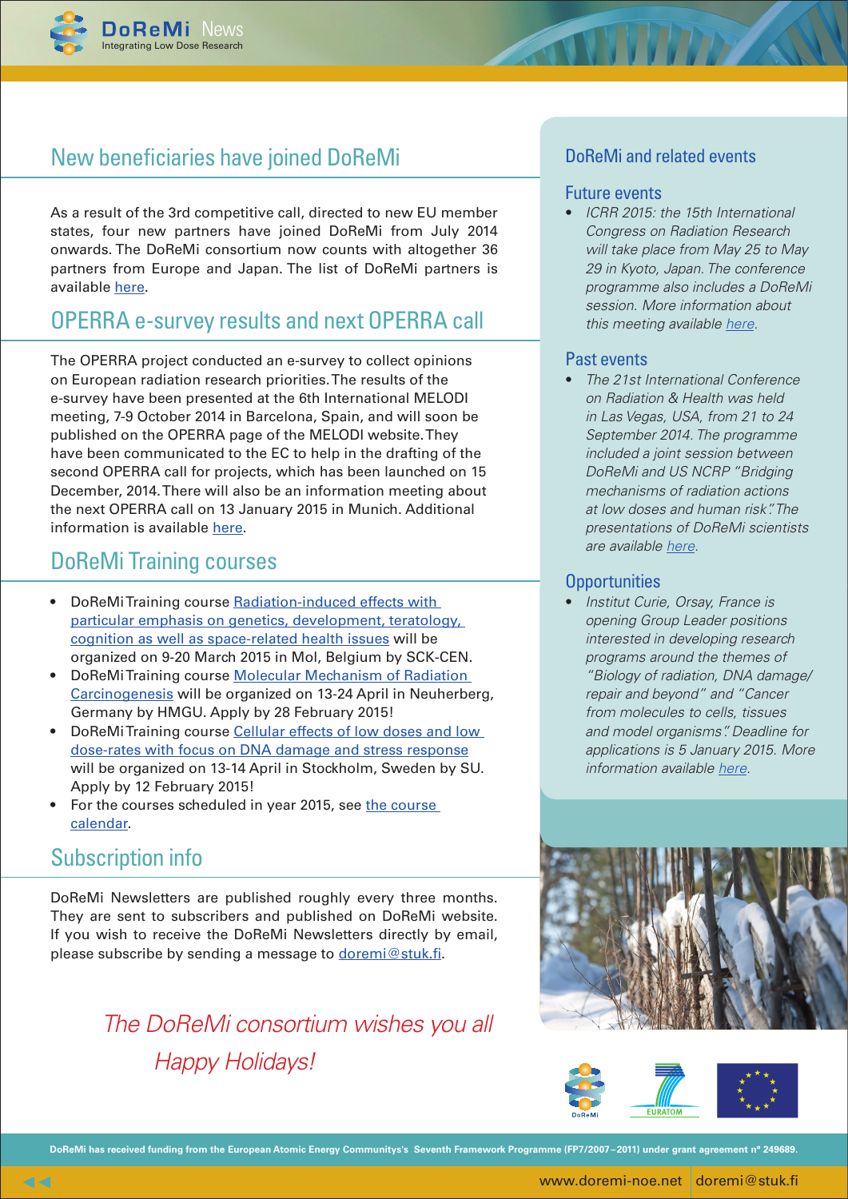## New beneficiaries have joined DoReMi

As a result of the 3rd competitive call, directed to new EU member states, four new partners have joined DoReMi from July 2014 onwards. The DoReMi consortium now counts with altogether 36 partners from Europe and Japan. The list of DoReMi partners is available here.

## OPERRA e-survey results and next OPERRA call

The OPERRA project conducted an e-survey to collect opinions on European radiation research priorities. The results of the e-survey have been presented at the 6th International MELODI meeting, 7-9 October 2014 in Barcelona, Spain, and will soon be published on the OPERRA page of the MELODI website. They have been communicated to the EC to help in the drafting of the second OPERRA call for projects, which has been launched on 15 December, 2014. There will also be an information meeting about the next OPERRA call on 13 January 2015 in Munich. Additional information is available here.

## DoReMi Training courses

- DoReMi Training course Radiation-induced effects with particular emphasis on genetics, development, teratology, cognition as well as space-related health issues will be organized on 9-20 March 2015 in Mol, Belgium by SCK-CEN.
- DoReMi Training course Molecular Mechanism of Radiation Carcinogenesis will be organized on 13-24 April in Neuherberg, Germany by HMGU. Apply by 28 February 2015!
- DoReMi Training course Cellular effects of low doses and low dose-rates with focus on DNA damage and stress response will be organized on 13-14 April in Stockholm, Sweden by SU. Apply by 12 February 2015!
- For the courses scheduled in year 2015, see the course calendar.

## Subscription info

DoReMi Newsletters are published roughly every three months. They are sent to subscribers and published on DoReMi website. If you wish to receive the DoReMi Newsletters directly by email, please subscribe by sending a message to doremi@stuk.fi.

*The DoReMi consortium wishes you all Happy Holidays!*

## DoReMi and related events

### Future events

- *ICRR 2015: the 15th International Congress on Radiation Research will take place from May 25 to May 29 in Kyoto, Japan. The conference programme also includes a DoReMi session. More information about this meeting available here.*

### Past events

- *The 21st International Conference on Radiation & Health was held in Las Vegas, USA, from 21 to 24 September 2014. The programme included a joint session between DoReMi and US NCRP "Bridging mechanisms of radiation actions at low doses and human risk". The presentations of DoReMi scientists are available here.*

### Opportunities

- *Institut Curie, Orsay, France is opening Group Leader positions interested in developing research programs around the themes of "Biology of radiation, DNA damage/ repair and beyond" and "Cancer from molecules to cells, tissues and model organisms". Deadline for applications is 5 January 2015. More information available here.*

DoReMi has received funding from the European Atomic Energy Communitys's Seventh Framework Programme (FP7/2007–2011) under grant agreement n° 249689.

www.doremi-noe.net | doremi@stuk.fi